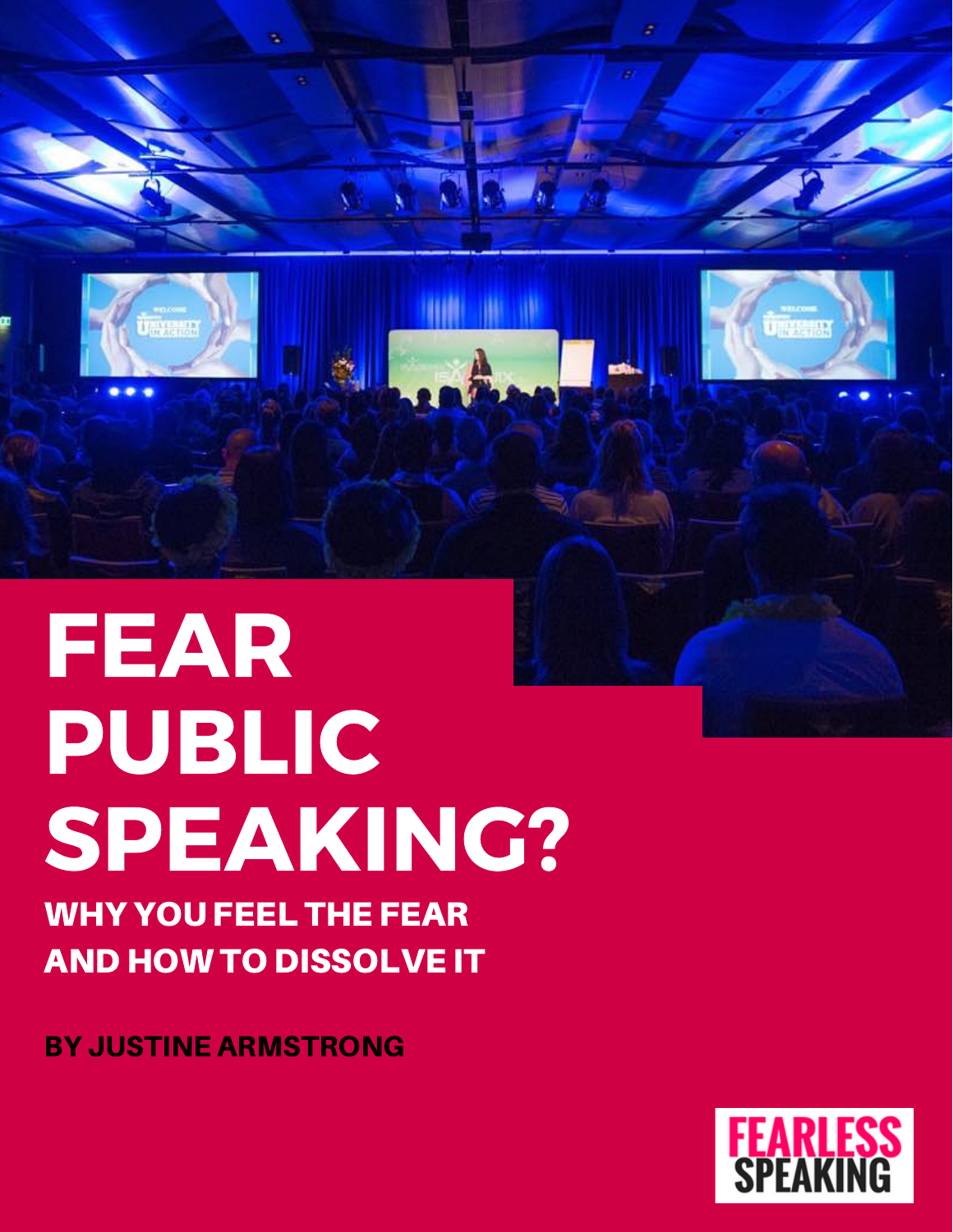# FEAR PUBLIC SPEAKING?

## WHY YOU FEEL THE FEAR AND HOW TO DISSOLVE IT

**BY JUSTINE ARMSTRONG**

FEARLESS SPEAKING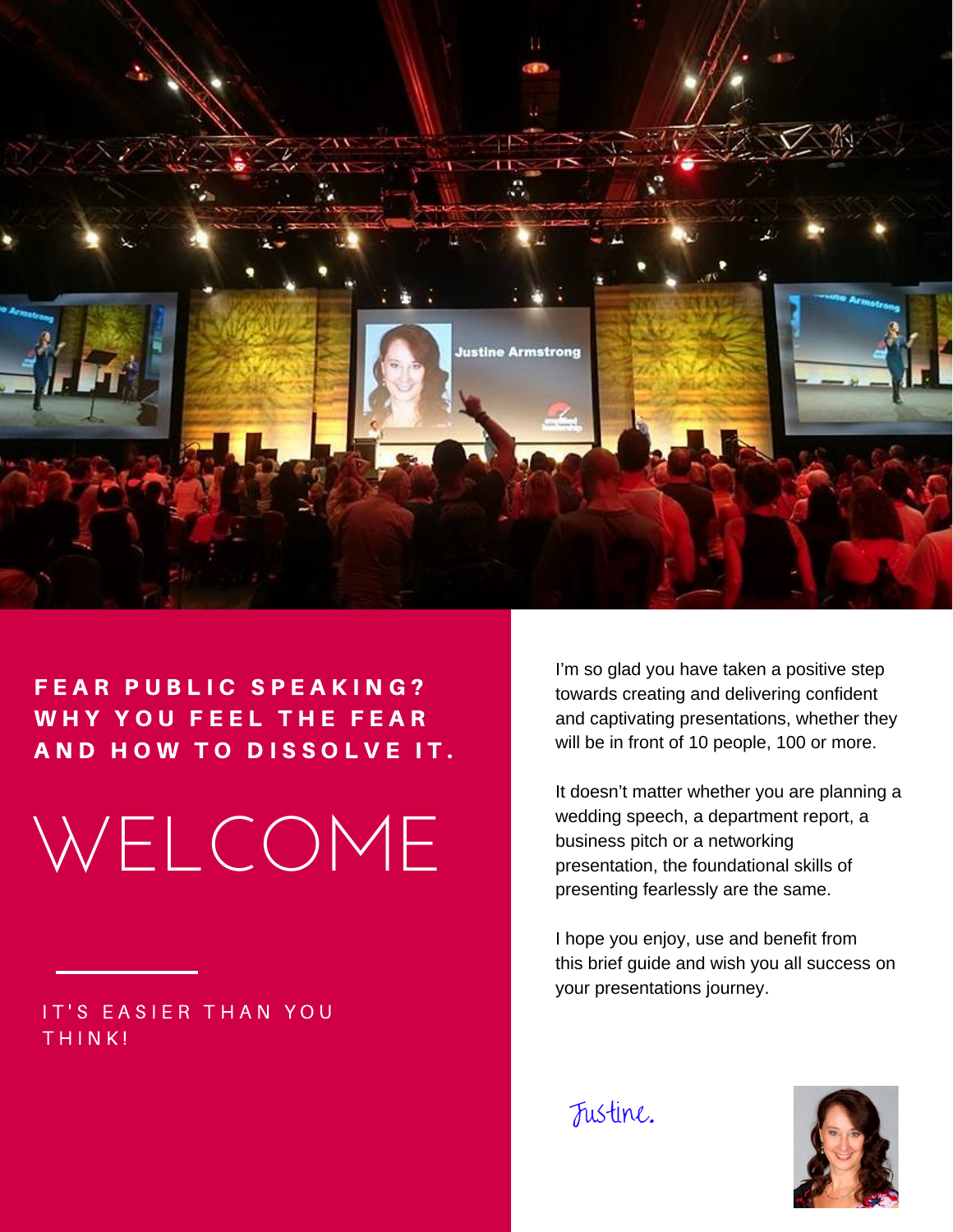**FEAR PUBLIC SPEAKING? WHY YOU FEEL THE FEAR AND HOW TO DISSOLVE IT.**

# WELCOME

IT'S EASIER THAN YOU THINK!

I'm so glad you have taken a positive step towards creating and delivering confident and captivating presentations, whether they will be in front of 10 people, 100 or more.

It doesn't matter whether you are planning a wedding speech, a department report, a business pitch or a networking presentation, the foundational skills of presenting fearlessly are the same.

I hope you enjoy, use and benefit from this brief guide and wish you all success on your presentations journey.

Justine.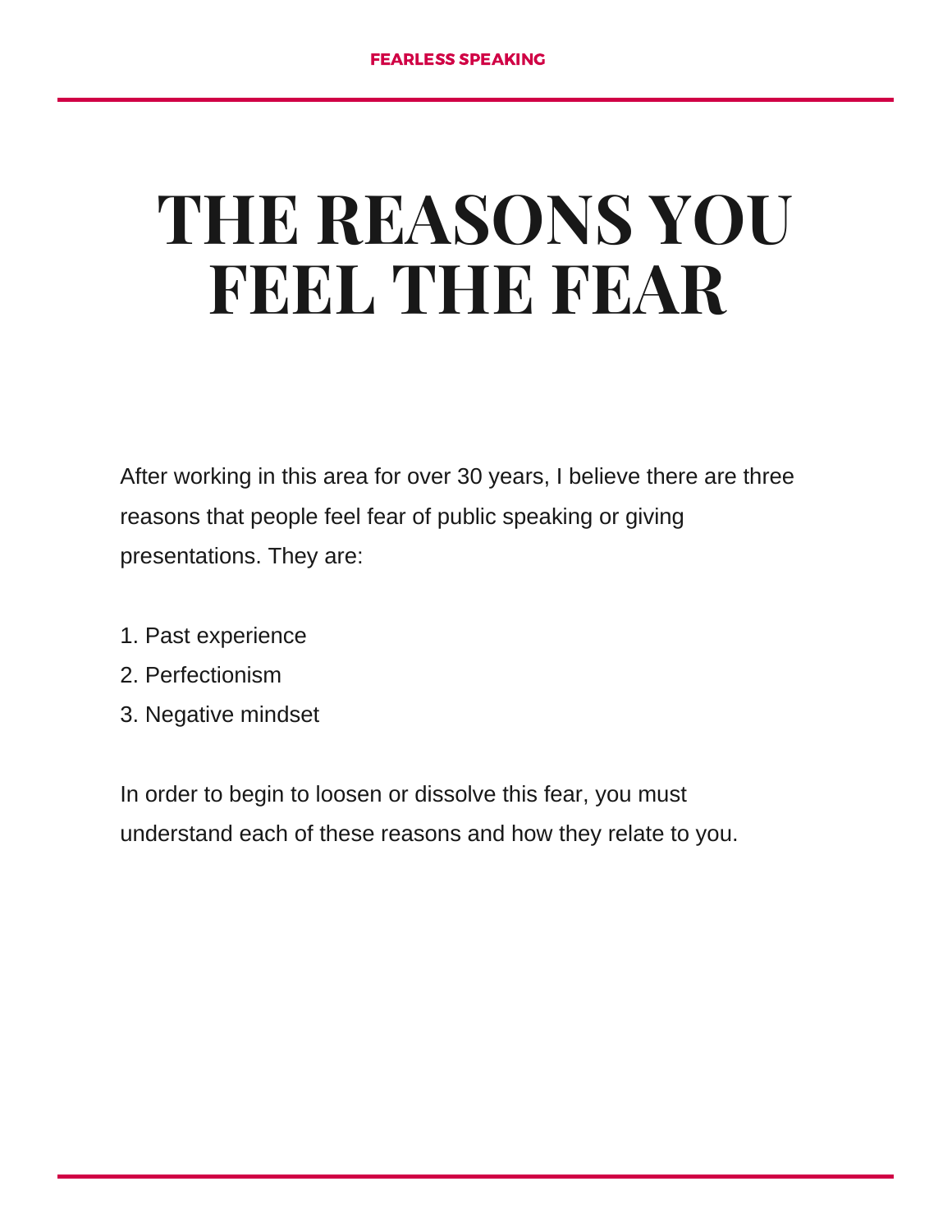# THE REASONS YOU FEEL THE FEAR

After working in this area for over 30 years, I believe there are three reasons that people feel fear of public speaking or giving presentations. They are:

1. Past experience
2. Perfectionism
3. Negative mindset

In order to begin to loosen or dissolve this fear, you must understand each of these reasons and how they relate to you.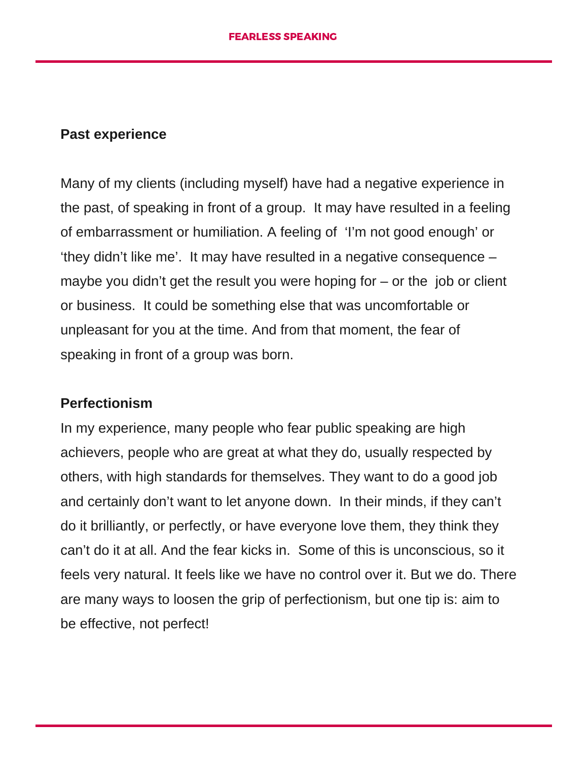## Past experience

Many of my clients (including myself) have had a negative experience in the past, of speaking in front of a group. It may have resulted in a feeling of embarrassment or humiliation. A feeling of 'I'm not good enough' or 'they didn't like me'. It may have resulted in a negative consequence – maybe you didn't get the result you were hoping for – or the job or client or business. It could be something else that was uncomfortable or unpleasant for you at the time. And from that moment, the fear of speaking in front of a group was born.

## Perfectionism

In my experience, many people who fear public speaking are high achievers, people who are great at what they do, usually respected by others, with high standards for themselves. They want to do a good job and certainly don't want to let anyone down. In their minds, if they can't do it brilliantly, or perfectly, or have everyone love them, they think they can't do it at all. And the fear kicks in. Some of this is unconscious, so it feels very natural. It feels like we have no control over it. But we do. There are many ways to loosen the grip of perfectionism, but one tip is: aim to be effective, not perfect!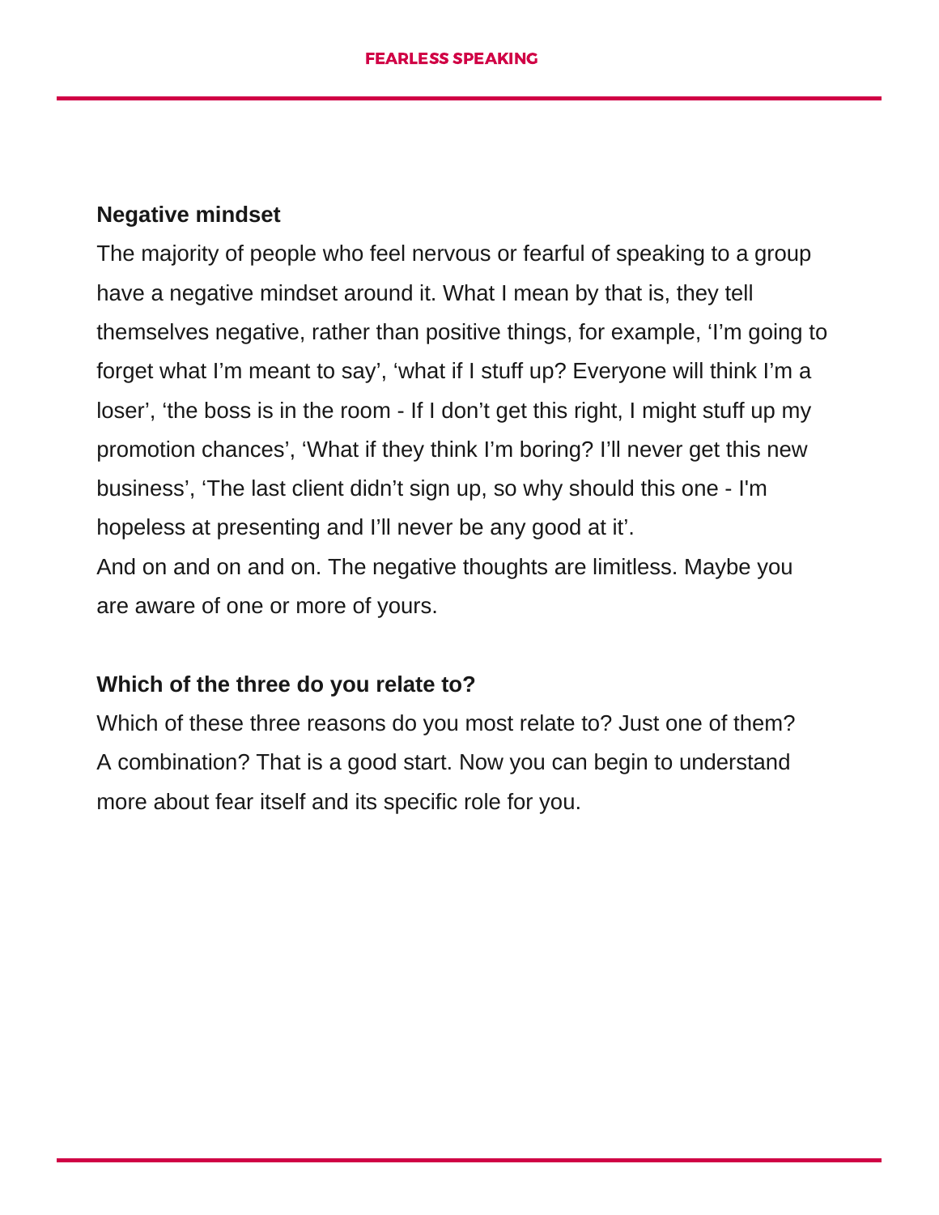### Negative mindset

The majority of people who feel nervous or fearful of speaking to a group have a negative mindset around it. What I mean by that is, they tell themselves negative, rather than positive things, for example, 'I'm going to forget what I'm meant to say', 'what if I stuff up? Everyone will think I'm a loser', 'the boss is in the room - If I don't get this right, I might stuff up my promotion chances', 'What if they think I'm boring? I'll never get this new business', 'The last client didn't sign up, so why should this one - I'm hopeless at presenting and I'll never be any good at it'.

And on and on and on. The negative thoughts are limitless. Maybe you are aware of one or more of yours.

### Which of the three do you relate to?

Which of these three reasons do you most relate to? Just one of them? A combination? That is a good start. Now you can begin to understand more about fear itself and its specific role for you.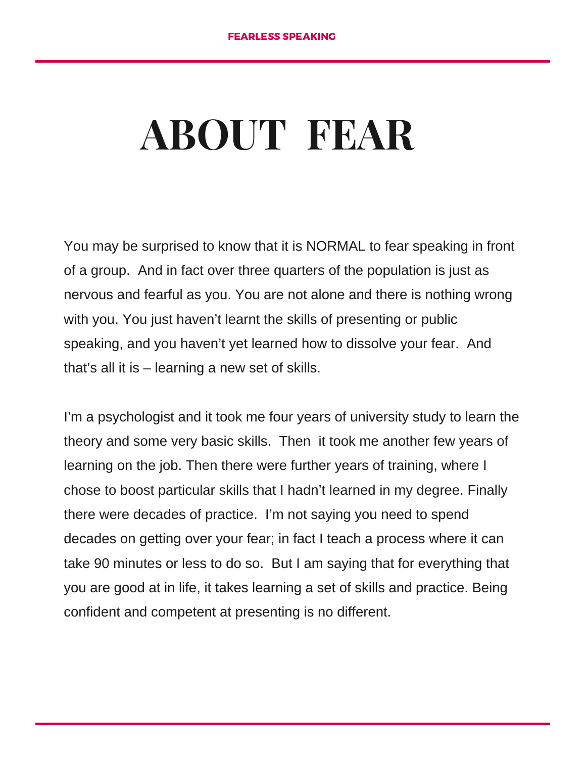# ABOUT FEAR

You may be surprised to know that it is NORMAL to fear speaking in front of a group. And in fact over three quarters of the population is just as nervous and fearful as you. You are not alone and there is nothing wrong with you. You just haven't learnt the skills of presenting or public speaking, and you haven't yet learned how to dissolve your fear. And that's all it is – learning a new set of skills.

I'm a psychologist and it took me four years of university study to learn the theory and some very basic skills. Then it took me another few years of learning on the job. Then there were further years of training, where I chose to boost particular skills that I hadn't learned in my degree. Finally there were decades of practice. I'm not saying you need to spend decades on getting over your fear; in fact I teach a process where it can take 90 minutes or less to do so. But I am saying that for everything that you are good at in life, it takes learning a set of skills and practice. Being confident and competent at presenting is no different.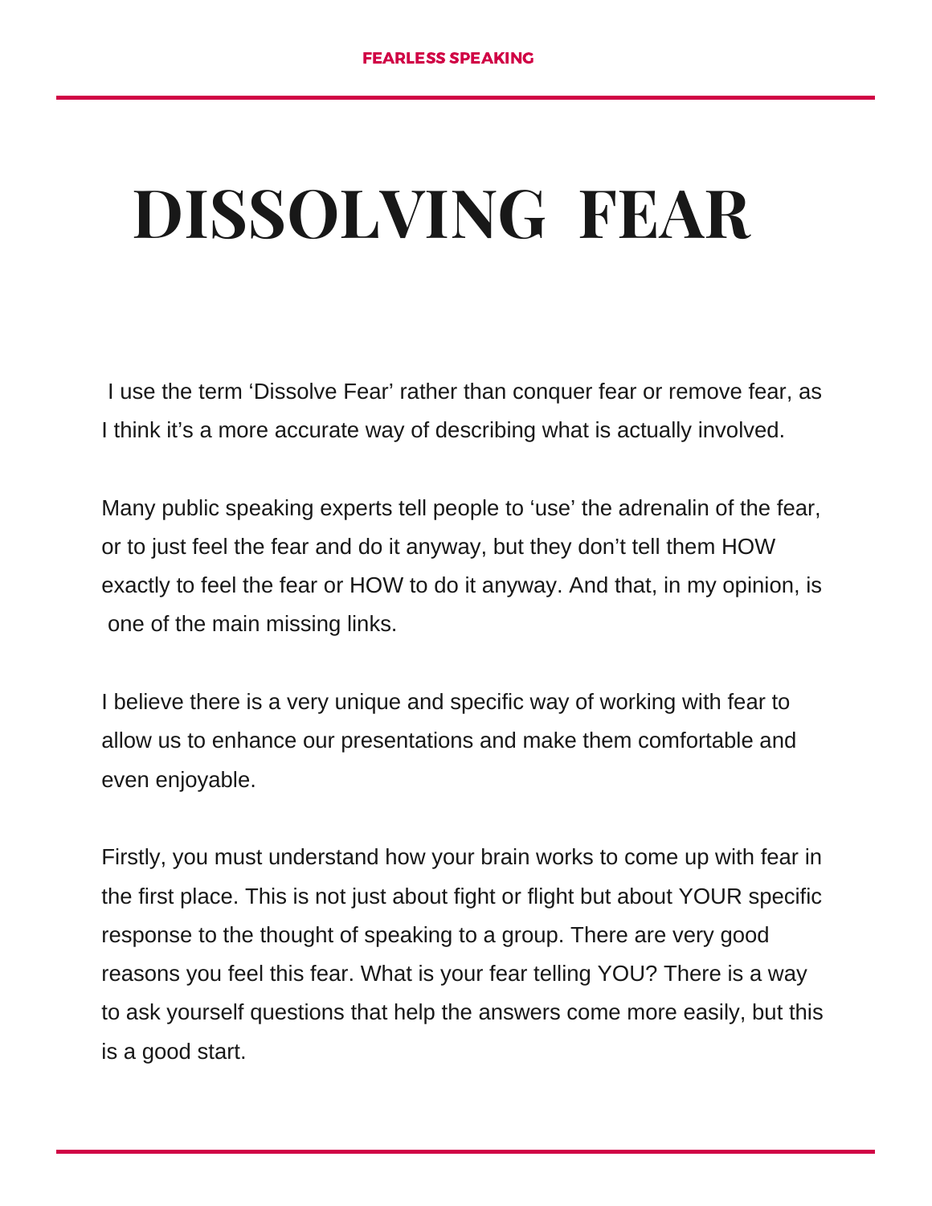# DISSOLVING FEAR

I use the term 'Dissolve Fear' rather than conquer fear or remove fear, as I think it's a more accurate way of describing what is actually involved.

Many public speaking experts tell people to 'use' the adrenalin of the fear, or to just feel the fear and do it anyway, but they don't tell them HOW exactly to feel the fear or HOW to do it anyway. And that, in my opinion, is one of the main missing links.

I believe there is a very unique and specific way of working with fear to allow us to enhance our presentations and make them comfortable and even enjoyable.

Firstly, you must understand how your brain works to come up with fear in the first place. This is not just about fight or flight but about YOUR specific response to the thought of speaking to a group. There are very good reasons you feel this fear. What is your fear telling YOU? There is a way to ask yourself questions that help the answers come more easily, but this is a good start.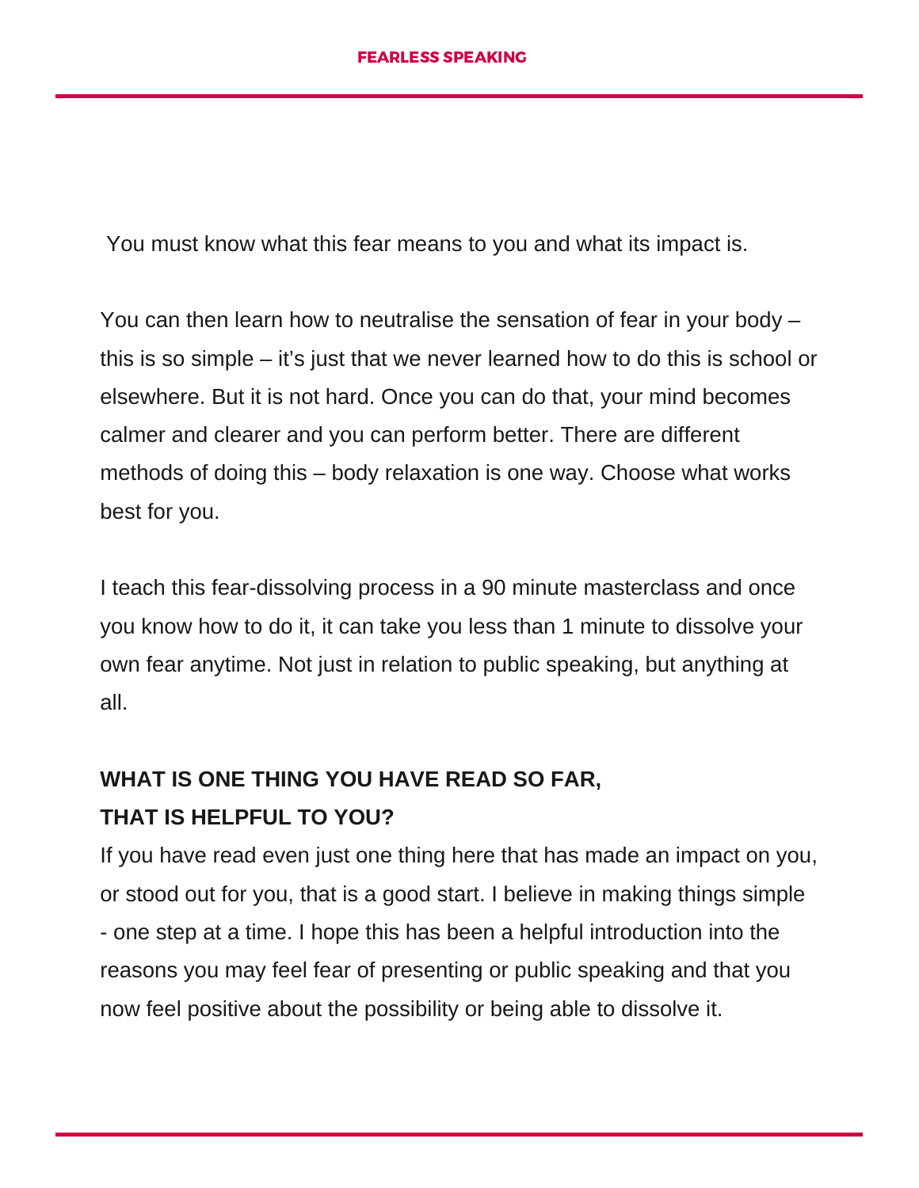You must know what this fear means to you and what its impact is.

You can then learn how to neutralise the sensation of fear in your body – this is so simple – it's just that we never learned how to do this is school or elsewhere. But it is not hard. Once you can do that, your mind becomes calmer and clearer and you can perform better. There are different methods of doing this – body relaxation is one way. Choose what works best for you.

I teach this fear-dissolving process in a 90 minute masterclass and once you know how to do it, it can take you less than 1 minute to dissolve your own fear anytime. Not just in relation to public speaking, but anything at all.

**WHAT IS ONE THING YOU HAVE READ SO FAR, THAT IS HELPFUL TO YOU?**

If you have read even just one thing here that has made an impact on you, or stood out for you, that is a good start. I believe in making things simple - one step at a time. I hope this has been a helpful introduction into the reasons you may feel fear of presenting or public speaking and that you now feel positive about the possibility or being able to dissolve it.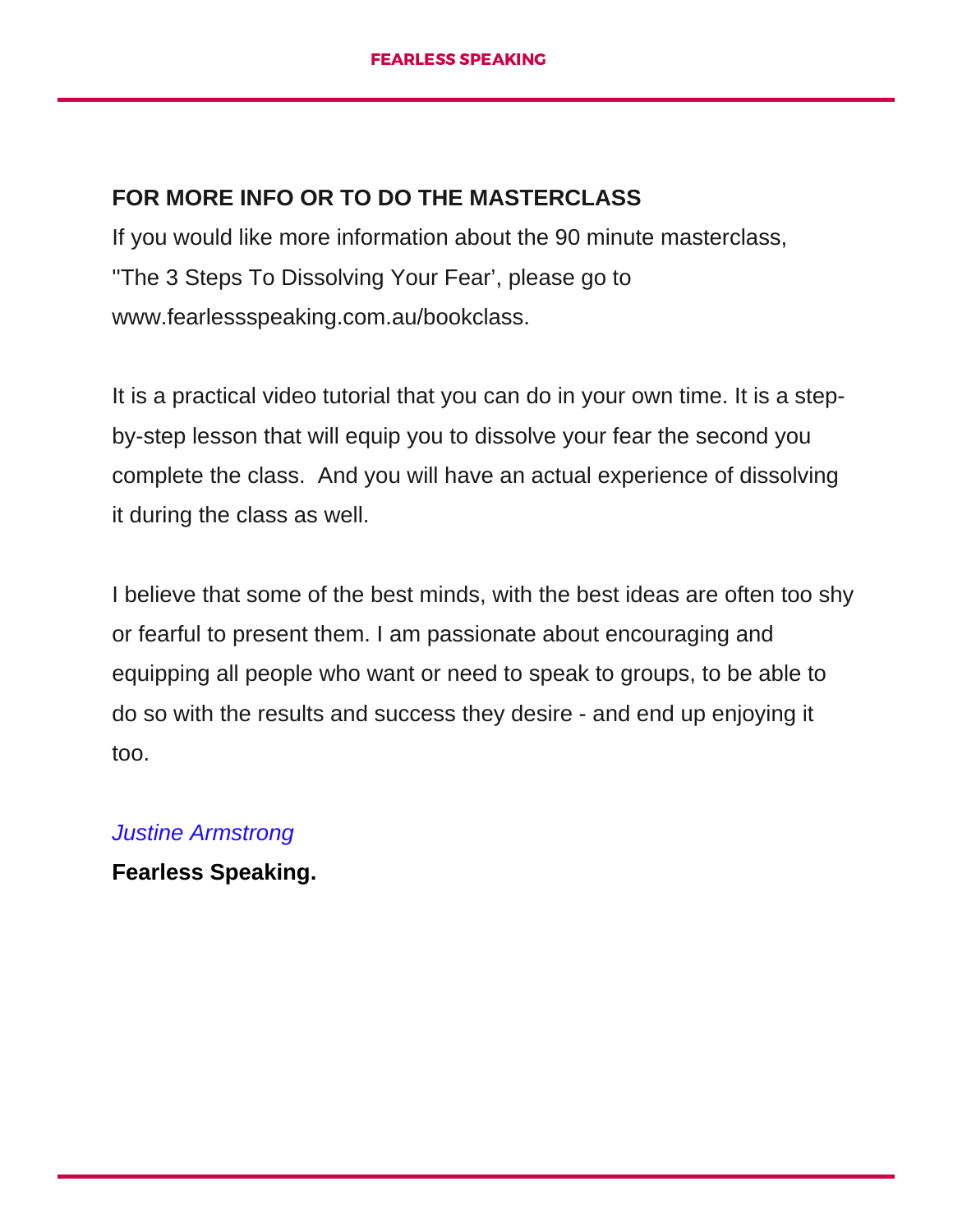## FOR MORE INFO OR TO DO THE MASTERCLASS

If you would like more information about the 90 minute masterclass, "The 3 Steps To Dissolving Your Fear', please go to www.fearlessspeaking.com.au/bookclass.

It is a practical video tutorial that you can do in your own time. It is a step-by-step lesson that will equip you to dissolve your fear the second you complete the class.  And you will have an actual experience of dissolving it during the class as well.

I believe that some of the best minds, with the best ideas are often too shy or fearful to present them. I am passionate about encouraging and equipping all people who want or need to speak to groups, to be able to do so with the results and success they desire - and end up enjoying it too.

*Justine Armstrong*

**Fearless Speaking.**